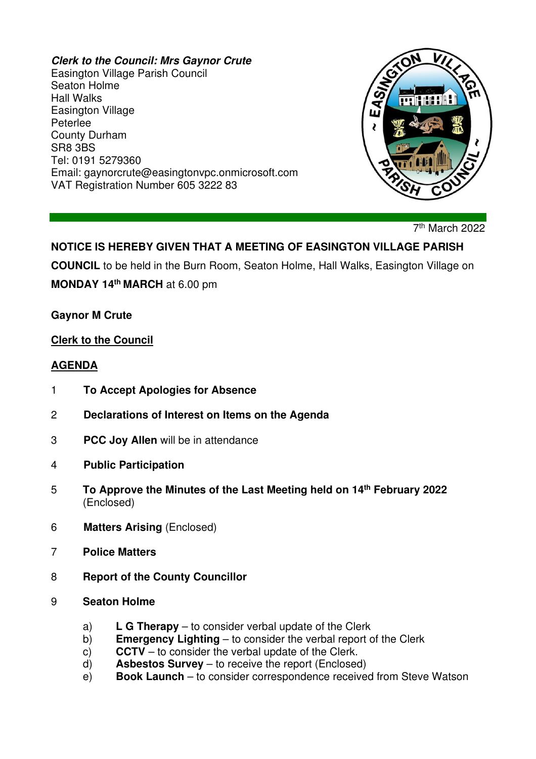***Clerk to the Council: Mrs Gaynor Crute***
Easington Village Parish Council
Seaton Holme
Hall Walks
Easington Village
Peterlee
County Durham
SR8 3BS
Tel: 0191 5279360
Email: gaynorcrute@easingtonvpc.onmicrosoft.com
VAT Registration Number 605 3222 83

7th March 2022

**NOTICE IS HEREBY GIVEN THAT A MEETING OF EASINGTON VILLAGE PARISH COUNCIL** to be held in the Burn Room, Seaton Holme, Hall Walks, Easington Village on **MONDAY 14th MARCH** at 6.00 pm

**Gaynor M Crute**

**Clerk to the Council**

## AGENDA

1. **To Accept Apologies for Absence**
2. **Declarations of Interest on Items on the Agenda**
3. **PCC Joy Allen** will be in attendance
4. **Public Participation**
5. **To Approve the Minutes of the Last Meeting held on 14th February 2022** (Enclosed)
6. **Matters Arising** (Enclosed)
7. **Police Matters**
8. **Report of the County Councillor**
9. **Seaton Holme**
   a) **L G Therapy** – to consider verbal update of the Clerk
   b) **Emergency Lighting** – to consider the verbal report of the Clerk
   c) **CCTV** – to consider the verbal update of the Clerk.
   d) **Asbestos Survey** – to receive the report (Enclosed)
   e) **Book Launch** – to consider correspondence received from Steve Watson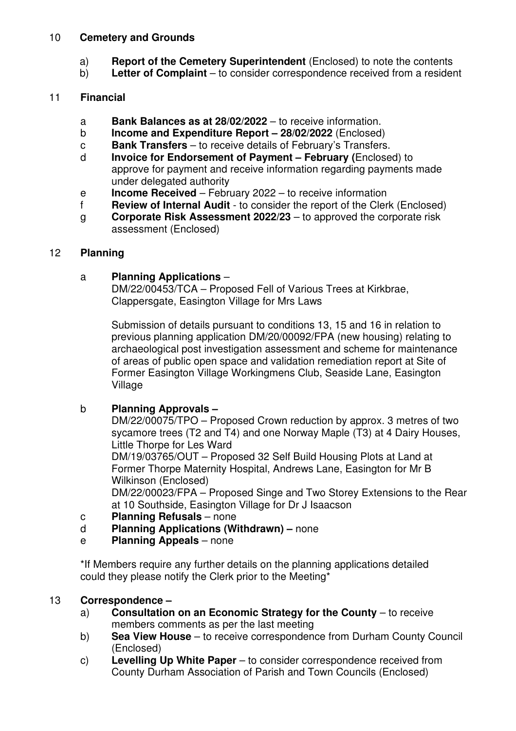## 10 Cemetery and Grounds

a) **Report of the Cemetery Superintendent** (Enclosed) to note the contents
b) **Letter of Complaint** – to consider correspondence received from a resident

## 11 Financial

a **Bank Balances as at 28/02/2022** – to receive information.
b **Income and Expenditure Report – 28/02/2022** (Enclosed)
c **Bank Transfers** – to receive details of February's Transfers.
d **Invoice for Endorsement of Payment – February (**Enclosed) to approve for payment and receive information regarding payments made under delegated authority
e **Income Received** – February 2022 – to receive information
f **Review of Internal Audit** - to consider the report of the Clerk (Enclosed)
g **Corporate Risk Assessment 2022/23** – to approved the corporate risk assessment (Enclosed)

## 12 Planning

a **Planning Applications** –

DM/22/00453/TCA – Proposed Fell of Various Trees at Kirkbrae, Clappersgate, Easington Village for Mrs Laws

Submission of details pursuant to conditions 13, 15 and 16 in relation to previous planning application DM/20/00092/FPA (new housing) relating to archaeological post investigation assessment and scheme for maintenance of areas of public open space and validation remediation report at Site of Former Easington Village Workingmens Club, Seaside Lane, Easington Village

b **Planning Approvals –**

DM/22/00075/TPO – Proposed Crown reduction by approx. 3 metres of two sycamore trees (T2 and T4) and one Norway Maple (T3) at 4 Dairy Houses, Little Thorpe for Les Ward
DM/19/03765/OUT – Proposed 32 Self Build Housing Plots at Land at Former Thorpe Maternity Hospital, Andrews Lane, Easington for Mr B Wilkinson (Enclosed)
DM/22/00023/FPA – Proposed Singe and Two Storey Extensions to the Rear at 10 Southside, Easington Village for Dr J Isaacson

c **Planning Refusals** – none
d **Planning Applications (Withdrawn) –** none
e **Planning Appeals** – none

*If Members require any further details on the planning applications detailed could they please notify the Clerk prior to the Meeting*

## 13 Correspondence –

a) **Consultation on an Economic Strategy for the County** – to receive members comments as per the last meeting
b) **Sea View House** – to receive correspondence from Durham County Council (Enclosed)
c) **Levelling Up White Paper** – to consider correspondence received from County Durham Association of Parish and Town Councils (Enclosed)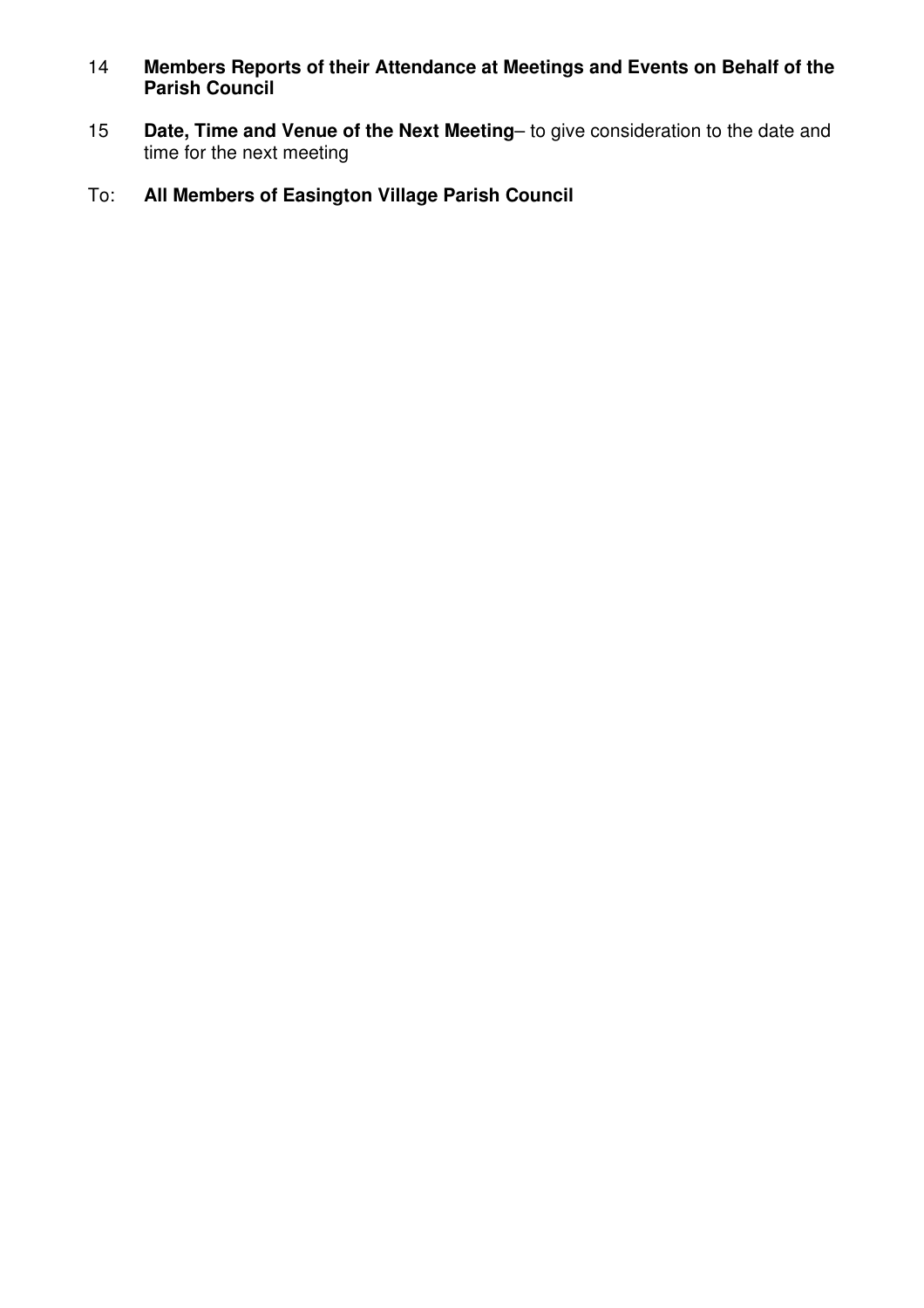14 **Members Reports of their Attendance at Meetings and Events on Behalf of the Parish Council**

15 **Date, Time and Venue of the Next Meeting**– to give consideration to the date and time for the next meeting

To: **All Members of Easington Village Parish Council**